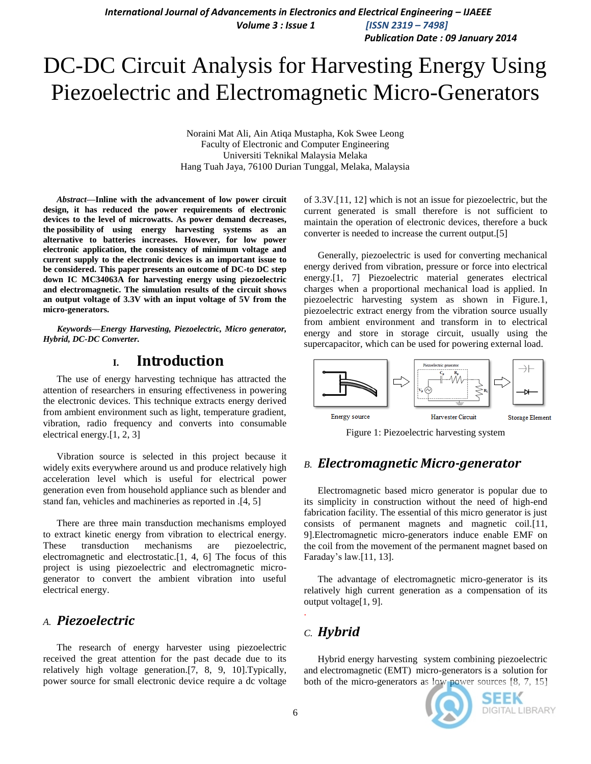# DC-DC Circuit Analysis for Harvesting Energy Using Piezoelectric and Electromagnetic Micro-Generators

Noraini Mat Ali, Ain Atiqa Mustapha, Kok Swee Leong
Faculty of Electronic and Computer Engineering
Universiti Teknikal Malaysia Melaka
Hang Tuah Jaya, 76100 Durian Tunggal, Melaka, Malaysia

***Abstract*—Inline with the advancement of low power circuit design, it has reduced the power requirements of electronic devices to the level of microwatts. As power demand decreases, the possibility of using energy harvesting systems as an alternative to batteries increases. However, for low power electronic application, the consistency of minimum voltage and current supply to the electronic devices is an important issue to be considered. This paper presents an outcome of DC-to DC step down IC MC34063A for harvesting energy using piezoelectric and electromagnetic. The simulation results of the circuit shows an output voltage of 3.3V with an input voltage of 5V from the micro-generators.**

***Keywords*—Energy Harvesting, Piezoelectric, Micro generator, Hybrid, DC-DC Converter.**

## I. Introduction

The use of energy harvesting technique has attracted the attention of researchers in ensuring effectiveness in powering the electronic devices. This technique extracts energy derived from ambient environment such as light, temperature gradient, vibration, radio frequency and converts into consumable electrical energy.[1, 2, 3]

Vibration source is selected in this project because it widely exits everywhere around us and produce relatively high acceleration level which is useful for electrical power generation even from household appliance such as blender and stand fan, vehicles and machineries as reported in .[4, 5]

There are three main transduction mechanisms employed to extract kinetic energy from vibration to electrical energy. These transduction mechanisms are piezoelectric, electromagnetic and electrostatic.[1, 4, 6] The focus of this project is using piezoelectric and electromagnetic micro-generator to convert the ambient vibration into useful electrical energy.

### A. *Piezoelectric*

The research of energy harvester using piezoelectric received the great attention for the past decade due to its relatively high voltage generation.[7, 8, 9, 10].Typically, power source for small electronic device require a dc voltage of 3.3V.[11, 12] which is not an issue for piezoelectric, but the current generated is small therefore is not sufficient to maintain the operation of electronic devices, therefore a buck converter is needed to increase the current output.[5]

Generally, piezoelectric is used for converting mechanical energy derived from vibration, pressure or force into electrical energy.[1, 7] Piezoelectric material generates electrical charges when a proportional mechanical load is applied. In piezoelectric harvesting system as shown in Figure.1, piezoelectric extract energy from the vibration source usually from ambient environment and transform in to electrical energy and store in storage circuit, usually using the supercapacitor, which can be used for powering external load.

Figure 1: Piezoelectric harvesting system

### B. *Electromagnetic Micro-generator*

Electromagnetic based micro generator is popular due to its simplicity in construction without the need of high-end fabrication facility. The essential of this micro generator is just consists of permanent magnets and magnetic coil.[11, 9].Electromagnetic micro-generators induce enable EMF on the coil from the movement of the permanent magnet based on Faraday's law.[11, 13].

The advantage of electromagnetic micro-generator is its relatively high current generation as a compensation of its output voltage[1, 9].

### C. *Hybrid*

Hybrid energy harvesting system combining piezoelectric and electromagnetic (EMT) micro-generators is a solution for both of the micro-generators as low power sources [8, 7, 15]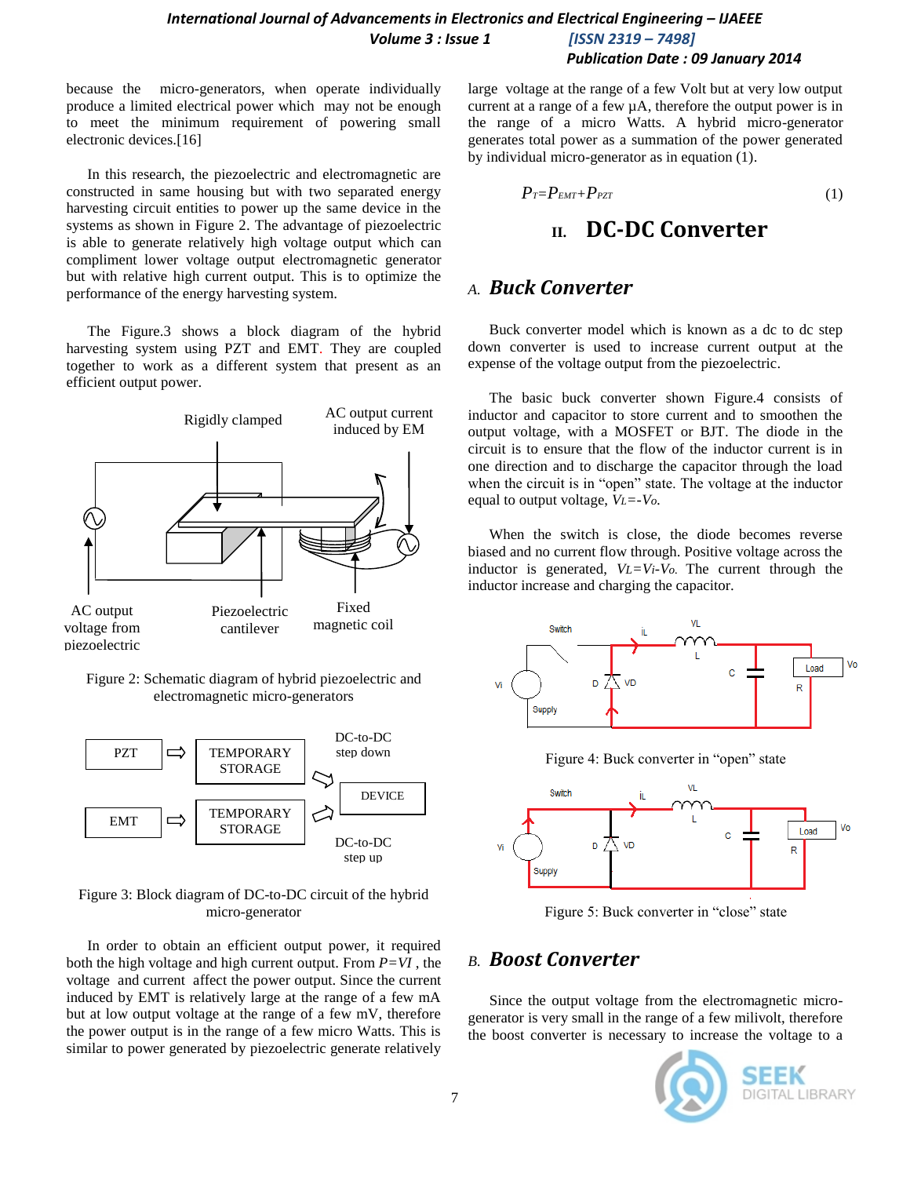because the micro-generators, when operate individually produce a limited electrical power which may not be enough to meet the minimum requirement of powering small electronic devices.[16]

In this research, the piezoelectric and electromagnetic are constructed in same housing but with two separated energy harvesting circuit entities to power up the same device in the systems as shown in Figure 2. The advantage of piezoelectric is able to generate relatively high voltage output which can compliment lower voltage output electromagnetic generator but with relative high current output. This is to optimize the performance of the energy harvesting system.

The Figure.3 shows a block diagram of the hybrid harvesting system using PZT and EMT. They are coupled together to work as a different system that present as an efficient output power.

Figure 2: Schematic diagram of hybrid piezoelectric and electromagnetic micro-generators

Figure 3: Block diagram of DC-to-DC circuit of the hybrid micro-generator

In order to obtain an efficient output power, it required both the high voltage and high current output. From $P=VI$ , the voltage and current affect the power output. Since the current induced by EMT is relatively large at the range of a few mA but at low output voltage at the range of a few mV, therefore the power output is in the range of a few micro Watts. This is similar to power generated by piezoelectric generate relatively large voltage at the range of a few Volt but at very low output current at a range of a few µA, therefore the output power is in the range of a micro Watts. A hybrid micro-generator generates total power as a summation of the power generated by individual micro-generator as in equation (1).

$$P_T = P_{EMT} + P_{PZT} \quad (1)$$

# II. DC-DC Converter

## A. Buck Converter

Buck converter model which is known as a dc to dc step down converter is used to increase current output at the expense of the voltage output from the piezoelectric.

The basic buck converter shown Figure.4 consists of inductor and capacitor to store current and to smoothen the output voltage, with a MOSFET or BJT. The diode in the circuit is to ensure that the flow of the inductor current is in one direction and to discharge the capacitor through the load when the circuit is in "open" state. The voltage at the inductor equal to output voltage, $V_L=-V_o$.

When the switch is close, the diode becomes reverse biased and no current flow through. Positive voltage across the inductor is generated, $V_L=V_i-V_o$. The current through the inductor increase and charging the capacitor.

Figure 4: Buck converter in "open" state

Figure 5: Buck converter in "close" state

## B. Boost Converter

Since the output voltage from the electromagnetic micro-generator is very small in the range of a few milivolt, therefore the boost converter is necessary to increase the voltage to a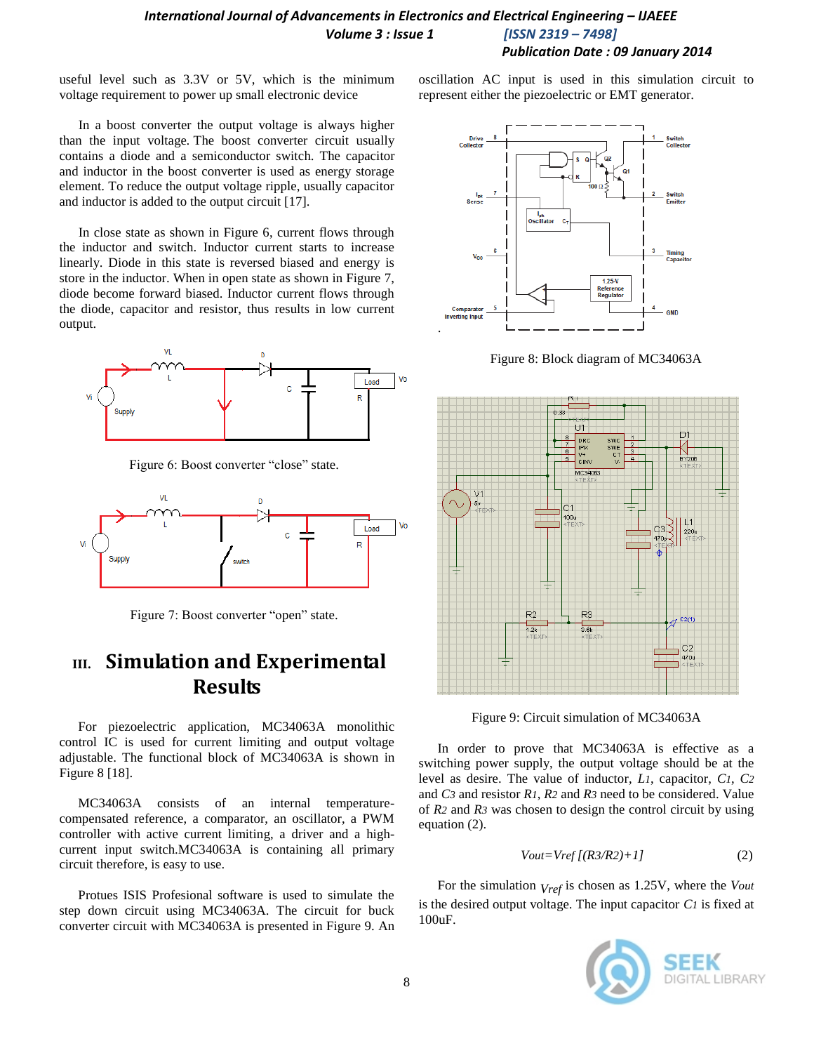useful level such as 3.3V or 5V, which is the minimum voltage requirement to power up small electronic device

In a boost converter the output voltage is always higher than the input voltage. The boost converter circuit usually contains a diode and a semiconductor switch. The capacitor and inductor in the boost converter is used as energy storage element. To reduce the output voltage ripple, usually capacitor and inductor is added to the output circuit [17].

In close state as shown in Figure 6, current flows through the inductor and switch. Inductor current starts to increase linearly. Diode in this state is reversed biased and energy is store in the inductor. When in open state as shown in Figure 7, diode become forward biased. Inductor current flows through the diode, capacitor and resistor, thus results in low current output.

Figure 6: Boost converter "close" state.

Figure 7: Boost converter "open" state.

## III. Simulation and Experimental Results

For piezoelectric application, MC34063A monolithic control IC is used for current limiting and output voltage adjustable. The functional block of MC34063A is shown in Figure 8 [18].

MC34063A consists of an internal temperature-compensated reference, a comparator, an oscillator, a PWM controller with active current limiting, a driver and a high-current input switch.MC34063A is containing all primary circuit therefore, is easy to use.

Protues ISIS Profesional software is used to simulate the step down circuit using MC34063A. The circuit for buck converter circuit with MC34063A is presented in Figure 9. An oscillation AC input is used in this simulation circuit to represent either the piezoelectric or EMT generator.

Figure 8: Block diagram of MC34063A

Figure 9: Circuit simulation of MC34063A

In order to prove that MC34063A is effective as a switching power supply, the output voltage should be at the level as desire. The value of inductor, $L_1$, capacitor, $C_1$, $C_2$ and $C_3$ and resistor $R_1$, $R_2$ and $R_3$ need to be considered. Value of $R_2$ and $R_3$ was chosen to design the control circuit by using equation (2).

$$Vout=Vref\,[(R3/R2)+1] \tag{2}$$

For the simulation $V_{ref}$ is chosen as 1.25V, where the *Vout* is the desired output voltage. The input capacitor $C_1$ is fixed at 100uF.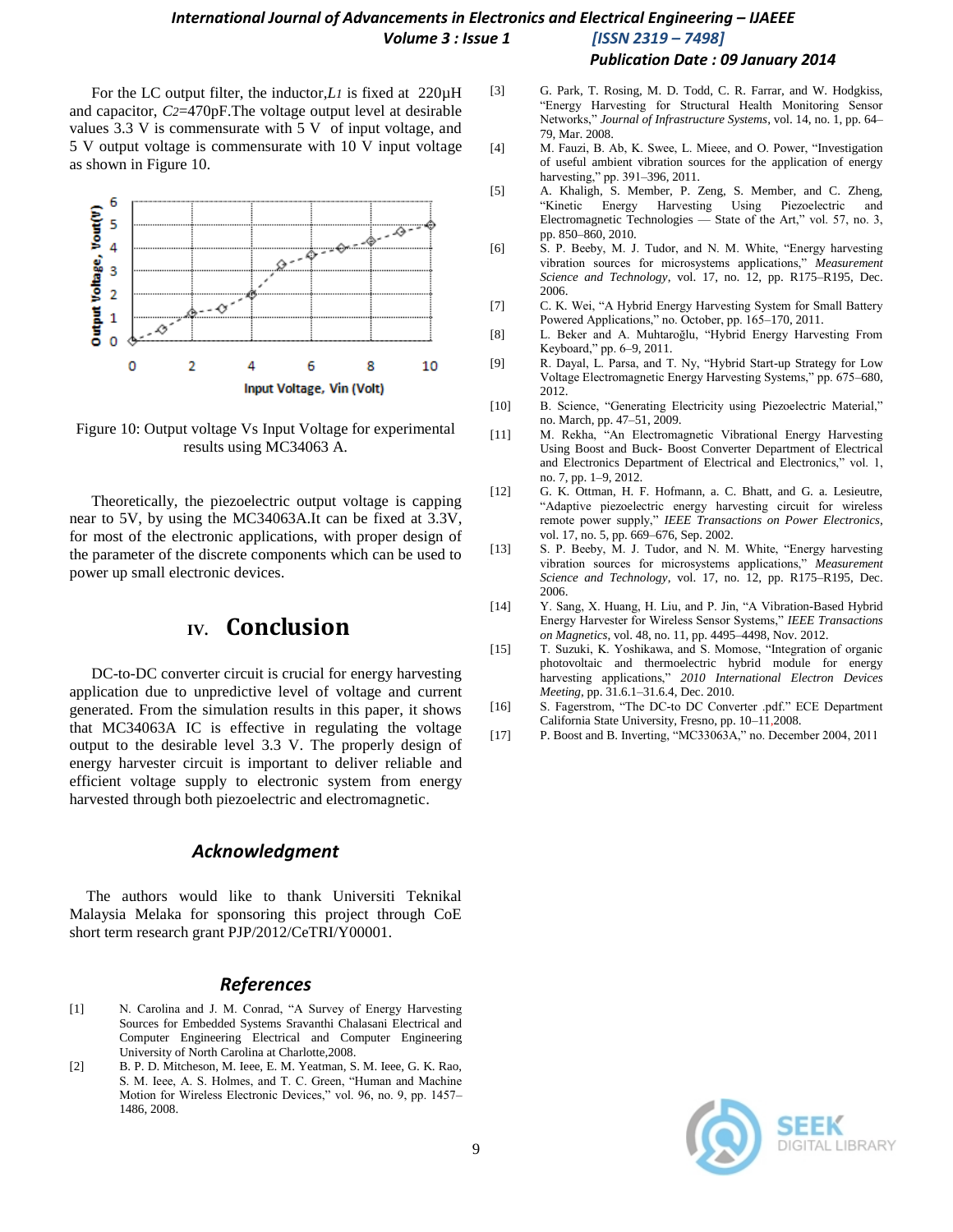For the LC output filter, the inductor, $L_1$ is fixed at 220µH and capacitor, $C_2$=470pF.The voltage output level at desirable values 3.3 V is commensurate with 5 V of input voltage, and 5 V output voltage is commensurate with 10 V input voltage as shown in Figure 10.

Output Voltage, Vout(V)

6
5
4
3
2
1
0

0 2 4 6 8 10

Input Voltage, Vin (Volt)

Figure 10: Output voltage Vs Input Voltage for experimental results using MC34063 A.

Theoretically, the piezoelectric output voltage is capping near to 5V, by using the MC34063A.It can be fixed at 3.3V, for most of the electronic applications, with proper design of the parameter of the discrete components which can be used to power up small electronic devices.

## IV. Conclusion

DC-to-DC converter circuit is crucial for energy harvesting application due to unpredictive level of voltage and current generated. From the simulation results in this paper, it shows that MC34063A IC is effective in regulating the voltage output to the desirable level 3.3 V. The properly design of energy harvester circuit is important to deliver reliable and efficient voltage supply to electronic system from energy harvested through both piezoelectric and electromagnetic.

## *Acknowledgment*

The authors would like to thank Universiti Teknikal Malaysia Melaka for sponsoring this project through CoE short term research grant PJP/2012/CeTRI/Y00001.

## *References*

[1] N. Carolina and J. M. Conrad, "A Survey of Energy Harvesting Sources for Embedded Systems Sravanthi Chalasani Electrical and Computer Engineering Electrical and Computer Engineering University of North Carolina at Charlotte,2008.

[2] B. P. D. Mitcheson, M. Ieee, E. M. Yeatman, S. M. Ieee, G. K. Rao, S. M. Ieee, A. S. Holmes, and T. C. Green, "Human and Machine Motion for Wireless Electronic Devices," vol. 96, no. 9, pp. 1457–1486, 2008.

[3] G. Park, T. Rosing, M. D. Todd, C. R. Farrar, and W. Hodgkiss, "Energy Harvesting for Structural Health Monitoring Sensor Networks," *Journal of Infrastructure Systems*, vol. 14, no. 1, pp. 64–79, Mar. 2008.

[4] M. Fauzi, B. Ab, K. Swee, L. Mieee, and O. Power, "Investigation of useful ambient vibration sources for the application of energy harvesting," pp. 391–396, 2011.

[5] A. Khaligh, S. Member, P. Zeng, S. Member, and C. Zheng, "Kinetic Energy Harvesting Using Piezoelectric and Electromagnetic Technologies — State of the Art," vol. 57, no. 3, pp. 850–860, 2010.

[6] S. P. Beeby, M. J. Tudor, and N. M. White, "Energy harvesting vibration sources for microsystems applications," *Measurement Science and Technology*, vol. 17, no. 12, pp. R175–R195, Dec. 2006.

[7] C. K. Wei, "A Hybrid Energy Harvesting System for Small Battery Powered Applications," no. October, pp. 165–170, 2011.

[8] L. Beker and A. Muhtaroğlu, "Hybrid Energy Harvesting From Keyboard," pp. 6–9, 2011.

[9] R. Dayal, L. Parsa, and T. Ny, "Hybrid Start-up Strategy for Low Voltage Electromagnetic Energy Harvesting Systems," pp. 675–680, 2012.

[10] B. Science, "Generating Electricity using Piezoelectric Material," no. March, pp. 47–51, 2009.

[11] M. Rekha, "An Electromagnetic Vibrational Energy Harvesting Using Boost and Buck- Boost Converter Department of Electrical and Electronics Department of Electrical and Electronics," vol. 1, no. 7, pp. 1–9, 2012.

[12] G. K. Ottman, H. F. Hofmann, a. C. Bhatt, and G. a. Lesieutre, "Adaptive piezoelectric energy harvesting circuit for wireless remote power supply," *IEEE Transactions on Power Electronics*, vol. 17, no. 5, pp. 669–676, Sep. 2002.

[13] S. P. Beeby, M. J. Tudor, and N. M. White, "Energy harvesting vibration sources for microsystems applications," *Measurement Science and Technology*, vol. 17, no. 12, pp. R175–R195, Dec. 2006.

[14] Y. Sang, X. Huang, H. Liu, and P. Jin, "A Vibration-Based Hybrid Energy Harvester for Wireless Sensor Systems," *IEEE Transactions on Magnetics*, vol. 48, no. 11, pp. 4495–4498, Nov. 2012.

[15] T. Suzuki, K. Yoshikawa, and S. Momose, "Integration of organic photovoltaic and thermoelectric hybrid module for energy harvesting applications," *2010 International Electron Devices Meeting*, pp. 31.6.1–31.6.4, Dec. 2010.

[16] S. Fagerstrom, "The DC-to DC Converter .pdf." ECE Department California State University, Fresno, pp. 10–11,2008.

[17] P. Boost and B. Inverting, "MC33063A," no. December 2004, 2011